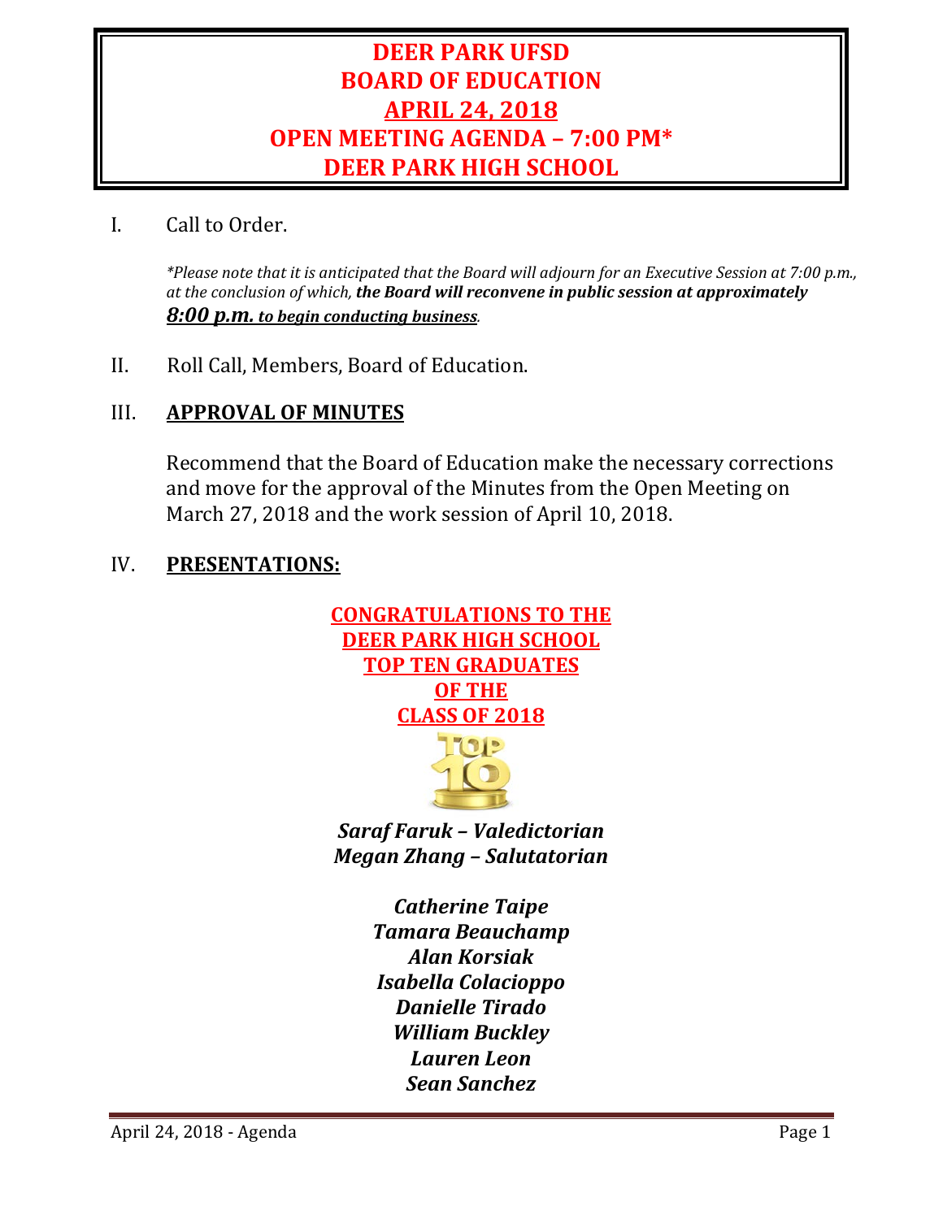# DEER PARK UFSD
# BOARD OF EDUCATION
# APRIL 24, 2018
# OPEN MEETING AGENDA – 7:00 PM*
# DEER PARK HIGH SCHOOL

I. Call to Order.

*\*Please note that it is anticipated that the Board will adjourn for an Executive Session at 7:00 p.m., at the conclusion of which,* ***the Board will reconvene in public session at approximately*** ***8:00 p.m. to begin conducting business****.*

II. Roll Call, Members, Board of Education.

## III. APPROVAL OF MINUTES

Recommend that the Board of Education make the necessary corrections and move for the approval of the Minutes from the Open Meeting on March 27, 2018 and the work session of April 10, 2018.

## IV. PRESENTATIONS:

**CONGRATULATIONS TO THE DEER PARK HIGH SCHOOL TOP TEN GRADUATES OF THE CLASS OF 2018**

***Saraf Faruk – Valedictorian***
***Megan Zhang – Salutatorian***

***Catherine Taipe***
***Tamara Beauchamp***
***Alan Korsiak***
***Isabella Colacioppo***
***Danielle Tirado***
***William Buckley***
***Lauren Leon***
***Sean Sanchez***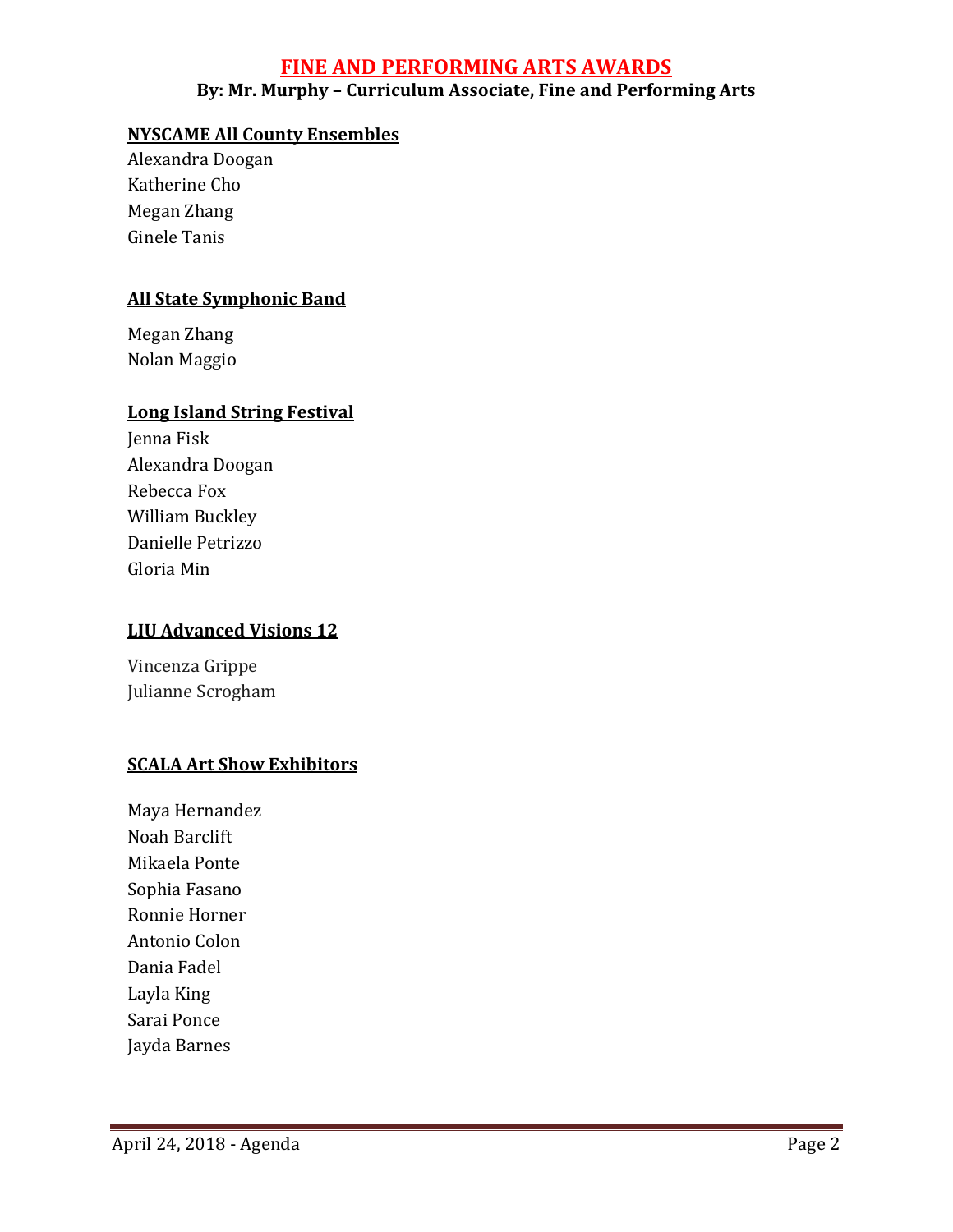# FINE AND PERFORMING ARTS AWARDS

**By: Mr. Murphy – Curriculum Associate, Fine and Performing Arts**

**NYSCAME All County Ensembles**

Alexandra Doogan
Katherine Cho
Megan Zhang
Ginele Tanis

**All State Symphonic Band**

Megan Zhang
Nolan Maggio

**Long Island String Festival**

Jenna Fisk
Alexandra Doogan
Rebecca Fox
William Buckley
Danielle Petrizzo
Gloria Min

**LIU Advanced Visions 12**

Vincenza Grippe
Julianne Scrogham

**SCALA Art Show Exhibitors**

Maya Hernandez
Noah Barclift
Mikaela Ponte
Sophia Fasano
Ronnie Horner
Antonio Colon
Dania Fadel
Layla King
Sarai Ponce
Jayda Barnes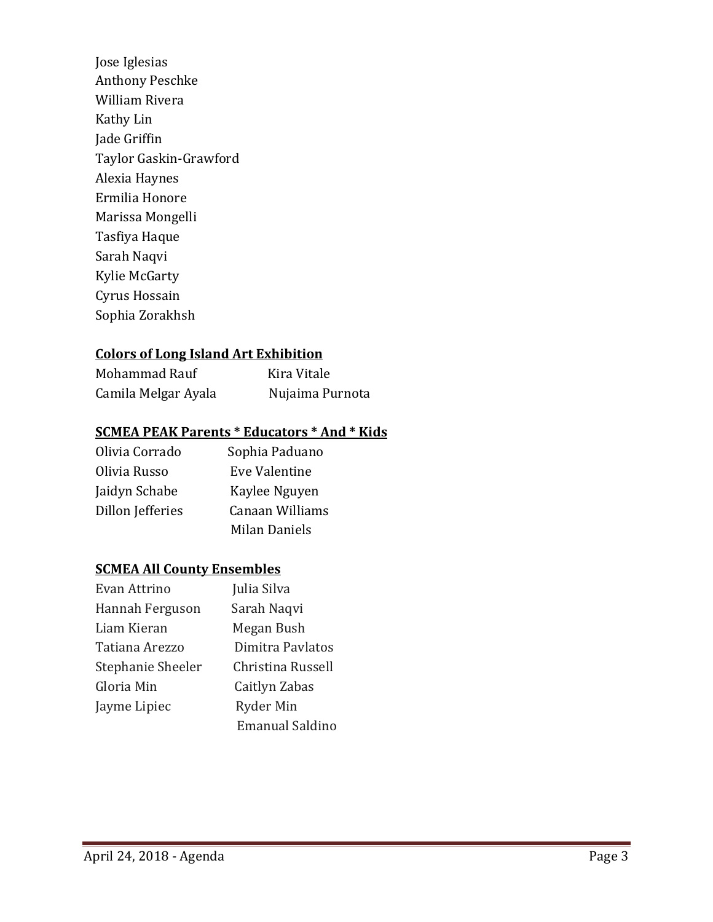Jose Iglesias
Anthony Peschke
William Rivera
Kathy Lin
Jade Griffin
Taylor Gaskin-Grawford
Alexia Haynes
Ermilia Honore
Marissa Mongelli
Tasfiya Haque
Sarah Naqvi
Kylie McGarty
Cyrus Hossain
Sophia Zorakhsh

**Colors of Long Island Art Exhibition**

Mohammad Rauf
Camila Melgar Ayala
Kira Vitale
Nujaima Purnota

**SCMEA PEAK Parents * Educators * And * Kids**

Olivia Corrado
Olivia Russo
Jaidyn Schabe
Dillon Jefferies
Sophia Paduano
Eve Valentine
Kaylee Nguyen
Canaan Williams
Milan Daniels

**SCMEA All County Ensembles**

Evan Attrino
Hannah Ferguson
Liam Kieran
Tatiana Arezzo
Stephanie Sheeler
Gloria Min
Jayme Lipiec
Julia Silva
Sarah Naqvi
Megan Bush
Dimitra Pavlatos
Christina Russell
Caitlyn Zabas
Ryder Min
Emanual Saldino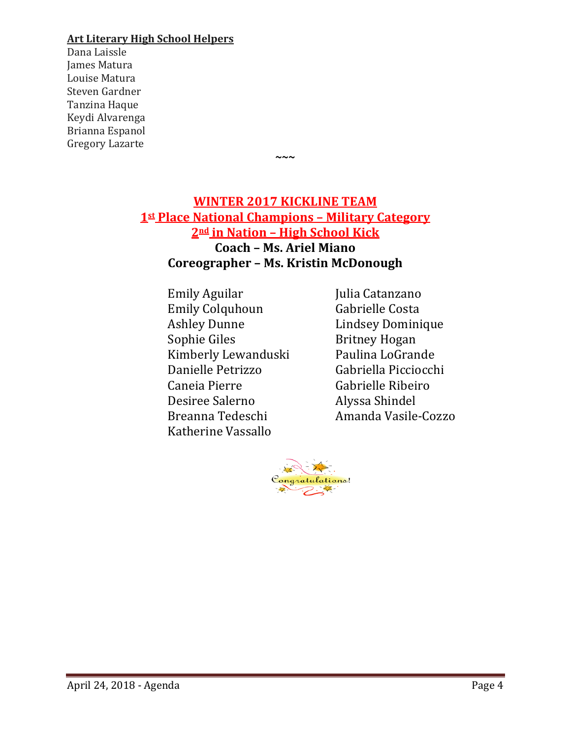**Art Literary High School Helpers**

Dana Laissle
James Matura
Louise Matura
Steven Gardner
Tanzina Haque
Keydi Alvarenga
Brianna Espanol
Gregory Lazarte

~~~

## WINTER 2017 KICKLINE TEAM

## 1st Place National Champions – Military Category

## 2nd in Nation – High School Kick

**Coach – Ms. Ariel Miano**

**Coreographer – Ms. Kristin McDonough**

Emily Aguilar
Emily Colquhoun
Ashley Dunne
Sophie Giles
Kimberly Lewanduski
Danielle Petrizzo
Caneia Pierre
Desiree Salerno
Breanna Tedeschi
Katherine Vassallo
Julia Catanzano
Gabrielle Costa
Lindsey Dominique
Britney Hogan
Paulina LoGrande
Gabriella Picciocchi
Gabrielle Ribeiro
Alyssa Shindel
Amanda Vasile-Cozzo

Congratulations!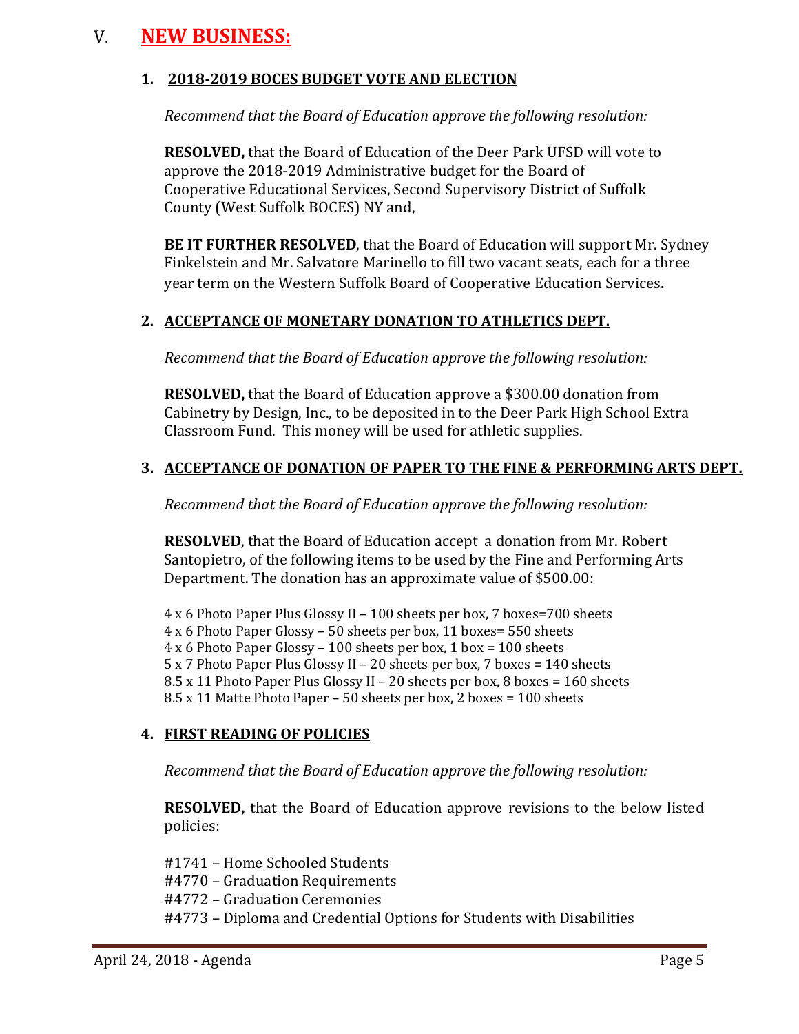# V. NEW BUSINESS:

## 1. 2018-2019 BOCES BUDGET VOTE AND ELECTION

*Recommend that the Board of Education approve the following resolution:*

**RESOLVED,** that the Board of Education of the Deer Park UFSD will vote to approve the 2018-2019 Administrative budget for the Board of Cooperative Educational Services, Second Supervisory District of Suffolk County (West Suffolk BOCES) NY and,

**BE IT FURTHER RESOLVED**, that the Board of Education will support Mr. Sydney Finkelstein and Mr. Salvatore Marinello to fill two vacant seats, each for a three year term on the Western Suffolk Board of Cooperative Education Services.

## 2. ACCEPTANCE OF MONETARY DONATION TO ATHLETICS DEPT.

*Recommend that the Board of Education approve the following resolution:*

**RESOLVED,** that the Board of Education approve a $300.00 donation from Cabinetry by Design, Inc., to be deposited in to the Deer Park High School Extra Classroom Fund. This money will be used for athletic supplies.

## 3. ACCEPTANCE OF DONATION OF PAPER TO THE FINE & PERFORMING ARTS DEPT.

*Recommend that the Board of Education approve the following resolution:*

**RESOLVED**, that the Board of Education accept a donation from Mr. Robert Santopietro, of the following items to be used by the Fine and Performing Arts Department. The donation has an approximate value of $500.00:

4 x 6 Photo Paper Plus Glossy II – 100 sheets per box, 7 boxes=700 sheets
4 x 6 Photo Paper Glossy – 50 sheets per box, 11 boxes= 550 sheets
4 x 6 Photo Paper Glossy – 100 sheets per box, 1 box = 100 sheets
5 x 7 Photo Paper Plus Glossy II – 20 sheets per box, 7 boxes = 140 sheets
8.5 x 11 Photo Paper Plus Glossy II – 20 sheets per box, 8 boxes = 160 sheets
8.5 x 11 Matte Photo Paper – 50 sheets per box, 2 boxes = 100 sheets

## 4. FIRST READING OF POLICIES

*Recommend that the Board of Education approve the following resolution:*

**RESOLVED,** that the Board of Education approve revisions to the below listed policies:

#1741 – Home Schooled Students
#4770 – Graduation Requirements
#4772 – Graduation Ceremonies
#4773 – Diploma and Credential Options for Students with Disabilities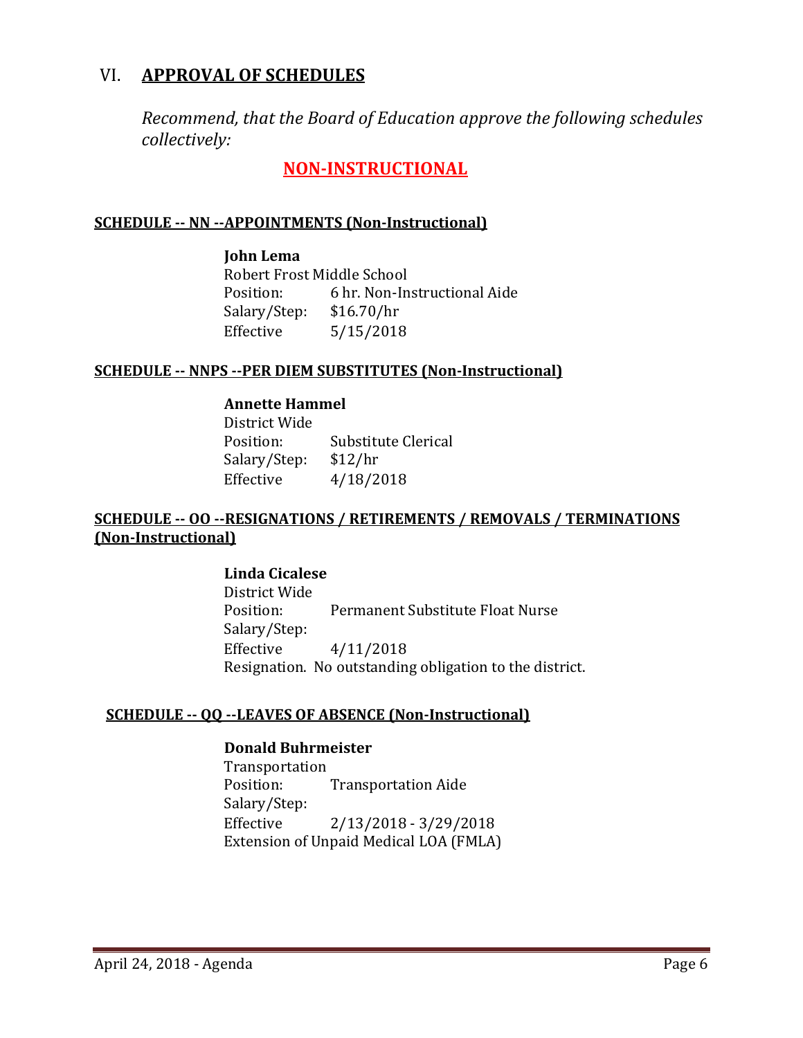## VI. APPROVAL OF SCHEDULES

*Recommend, that the Board of Education approve the following schedules collectively:*

### NON-INSTRUCTIONAL

**SCHEDULE -- NN --APPOINTMENTS (Non-Instructional)**

**John Lema**
Robert Frost Middle School
Position: 6 hr. Non-Instructional Aide
Salary/Step: $16.70/hr
Effective 5/15/2018

**SCHEDULE -- NNPS --PER DIEM SUBSTITUTES (Non-Instructional)**

**Annette Hammel**
District Wide
Position: Substitute Clerical
Salary/Step: $12/hr
Effective 4/18/2018

**SCHEDULE -- OO --RESIGNATIONS / RETIREMENTS / REMOVALS / TERMINATIONS (Non-Instructional)**

**Linda Cicalese**
District Wide
Position: Permanent Substitute Float Nurse
Salary/Step:
Effective 4/11/2018
Resignation. No outstanding obligation to the district.

**SCHEDULE -- QQ --LEAVES OF ABSENCE (Non-Instructional)**

**Donald Buhrmeister**
Transportation
Position: Transportation Aide
Salary/Step:
Effective 2/13/2018 - 3/29/2018
Extension of Unpaid Medical LOA (FMLA)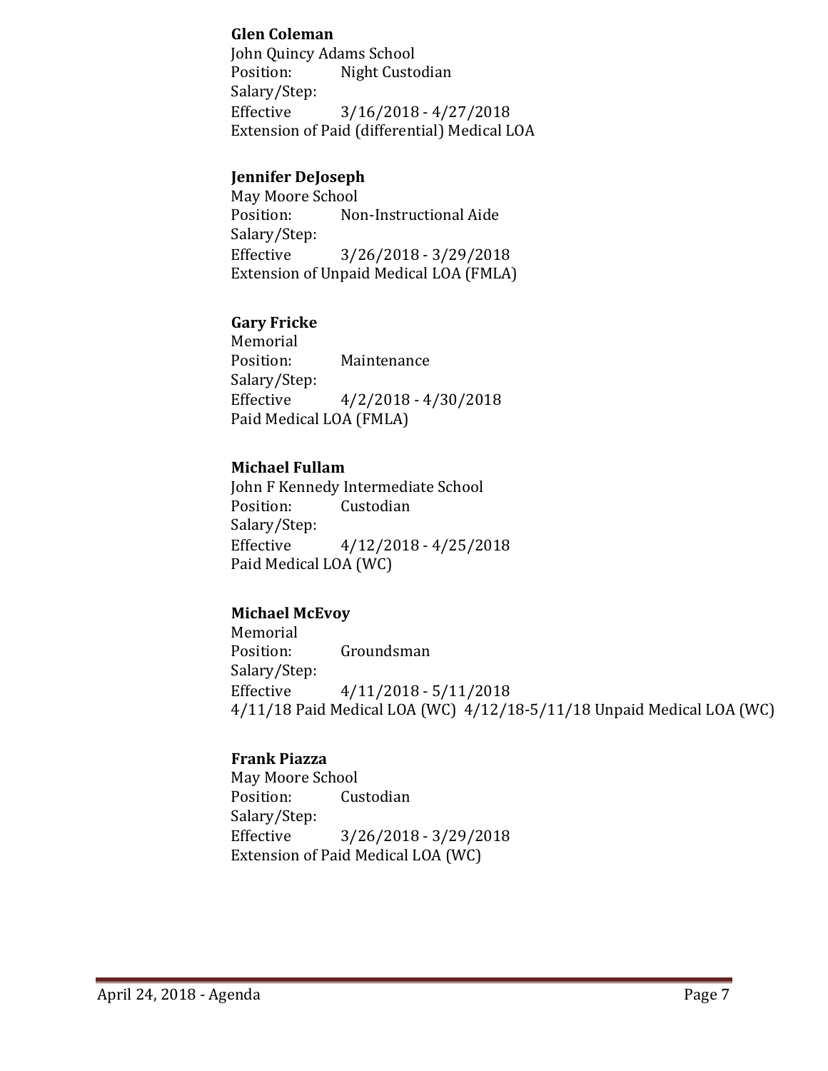**Glen Coleman**
John Quincy Adams School
Position: Night Custodian
Salary/Step:
Effective 3/16/2018 - 4/27/2018
Extension of Paid (differential) Medical LOA

**Jennifer DeJoseph**
May Moore School
Position: Non-Instructional Aide
Salary/Step:
Effective 3/26/2018 - 3/29/2018
Extension of Unpaid Medical LOA (FMLA)

**Gary Fricke**
Memorial
Position: Maintenance
Salary/Step:
Effective 4/2/2018 - 4/30/2018
Paid Medical LOA (FMLA)

**Michael Fullam**
John F Kennedy Intermediate School
Position: Custodian
Salary/Step:
Effective 4/12/2018 - 4/25/2018
Paid Medical LOA (WC)

**Michael McEvoy**
Memorial
Position: Groundsman
Salary/Step:
Effective 4/11/2018 - 5/11/2018
4/11/18 Paid Medical LOA (WC) 4/12/18-5/11/18 Unpaid Medical LOA (WC)

**Frank Piazza**
May Moore School
Position: Custodian
Salary/Step:
Effective 3/26/2018 - 3/29/2018
Extension of Paid Medical LOA (WC)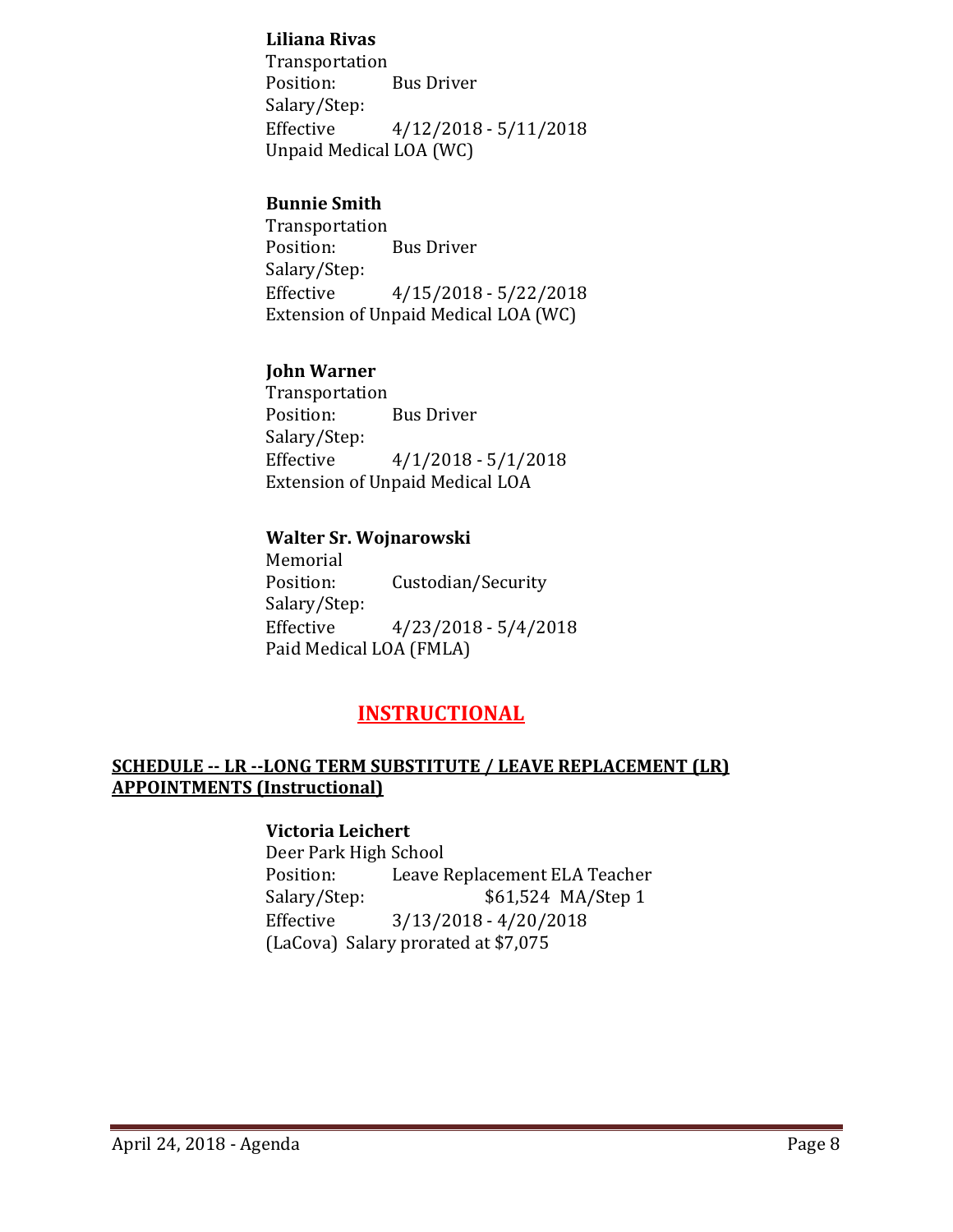**Liliana Rivas**
Transportation
Position: Bus Driver
Salary/Step:
Effective 4/12/2018 - 5/11/2018
Unpaid Medical LOA (WC)

**Bunnie Smith**
Transportation
Position: Bus Driver
Salary/Step:
Effective 4/15/2018 - 5/22/2018
Extension of Unpaid Medical LOA (WC)

**John Warner**
Transportation
Position: Bus Driver
Salary/Step:
Effective 4/1/2018 - 5/1/2018
Extension of Unpaid Medical LOA

**Walter Sr. Wojnarowski**
Memorial
Position: Custodian/Security
Salary/Step:
Effective 4/23/2018 - 5/4/2018
Paid Medical LOA (FMLA)

## INSTRUCTIONAL

### SCHEDULE -- LR --LONG TERM SUBSTITUTE / LEAVE REPLACEMENT (LR) APPOINTMENTS (Instructional)

**Victoria Leichert**
Deer Park High School
Position: Leave Replacement ELA Teacher
Salary/Step: $61,524 MA/Step 1
Effective 3/13/2018 - 4/20/2018
(LaCova) Salary prorated at $7,075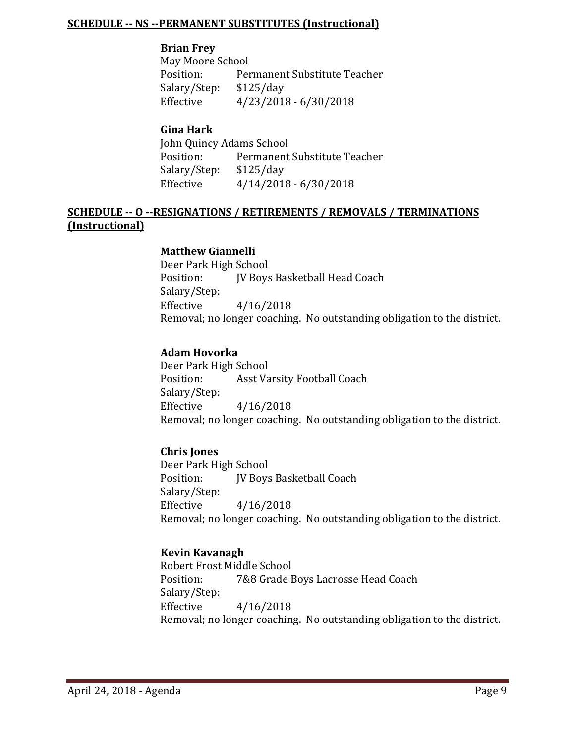**SCHEDULE -- NS --PERMANENT SUBSTITUTES (Instructional)**

**Brian Frey**
May Moore School
Position: Permanent Substitute Teacher
Salary/Step: $125/day
Effective 4/23/2018 - 6/30/2018

**Gina Hark**
John Quincy Adams School
Position: Permanent Substitute Teacher
Salary/Step: $125/day
Effective 4/14/2018 - 6/30/2018

**SCHEDULE -- O --RESIGNATIONS / RETIREMENTS / REMOVALS / TERMINATIONS (Instructional)**

**Matthew Giannelli**
Deer Park High School
Position: JV Boys Basketball Head Coach
Salary/Step:
Effective 4/16/2018
Removal; no longer coaching. No outstanding obligation to the district.

**Adam Hovorka**
Deer Park High School
Position: Asst Varsity Football Coach
Salary/Step:
Effective 4/16/2018
Removal; no longer coaching. No outstanding obligation to the district.

**Chris Jones**
Deer Park High School
Position: JV Boys Basketball Coach
Salary/Step:
Effective 4/16/2018
Removal; no longer coaching. No outstanding obligation to the district.

**Kevin Kavanagh**
Robert Frost Middle School
Position: 7&8 Grade Boys Lacrosse Head Coach
Salary/Step:
Effective 4/16/2018
Removal; no longer coaching. No outstanding obligation to the district.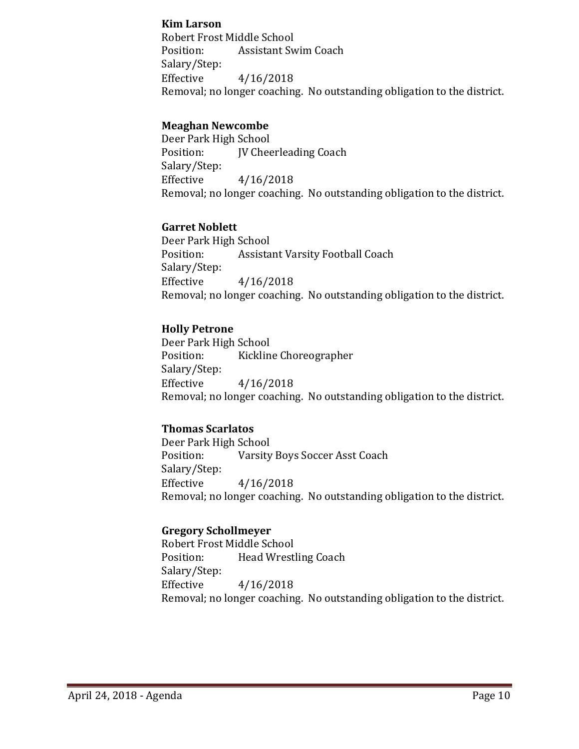**Kim Larson**
Robert Frost Middle School
Position: Assistant Swim Coach
Salary/Step:
Effective 4/16/2018
Removal; no longer coaching. No outstanding obligation to the district.

**Meaghan Newcombe**
Deer Park High School
Position: JV Cheerleading Coach
Salary/Step:
Effective 4/16/2018
Removal; no longer coaching. No outstanding obligation to the district.

**Garret Noblett**
Deer Park High School
Position: Assistant Varsity Football Coach
Salary/Step:
Effective 4/16/2018
Removal; no longer coaching. No outstanding obligation to the district.

**Holly Petrone**
Deer Park High School
Position: Kickline Choreographer
Salary/Step:
Effective 4/16/2018
Removal; no longer coaching. No outstanding obligation to the district.

**Thomas Scarlatos**
Deer Park High School
Position: Varsity Boys Soccer Asst Coach
Salary/Step:
Effective 4/16/2018
Removal; no longer coaching. No outstanding obligation to the district.

**Gregory Schollmeyer**
Robert Frost Middle School
Position: Head Wrestling Coach
Salary/Step:
Effective 4/16/2018
Removal; no longer coaching. No outstanding obligation to the district.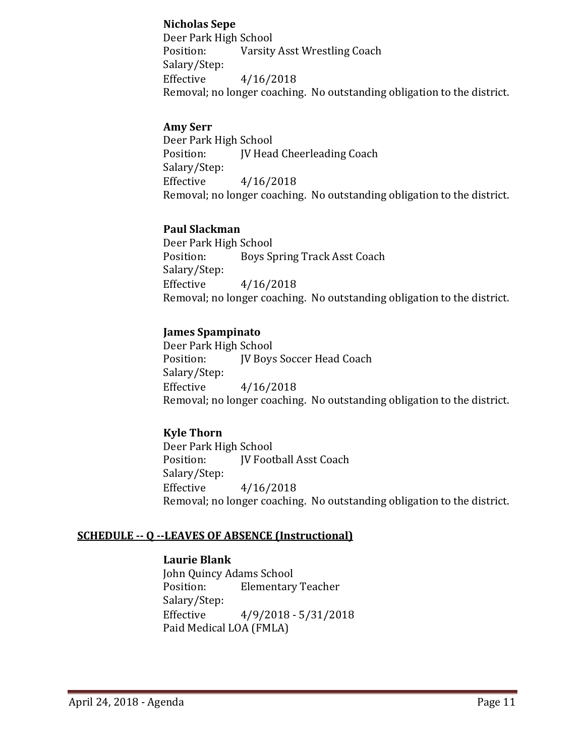**Nicholas Sepe**
Deer Park High School
Position: Varsity Asst Wrestling Coach
Salary/Step:
Effective 4/16/2018
Removal; no longer coaching. No outstanding obligation to the district.

**Amy Serr**
Deer Park High School
Position: JV Head Cheerleading Coach
Salary/Step:
Effective 4/16/2018
Removal; no longer coaching. No outstanding obligation to the district.

**Paul Slackman**
Deer Park High School
Position: Boys Spring Track Asst Coach
Salary/Step:
Effective 4/16/2018
Removal; no longer coaching. No outstanding obligation to the district.

**James Spampinato**
Deer Park High School
Position: JV Boys Soccer Head Coach
Salary/Step:
Effective 4/16/2018
Removal; no longer coaching. No outstanding obligation to the district.

**Kyle Thorn**
Deer Park High School
Position: JV Football Asst Coach
Salary/Step:
Effective 4/16/2018
Removal; no longer coaching. No outstanding obligation to the district.

## SCHEDULE -- Q --LEAVES OF ABSENCE (Instructional)

**Laurie Blank**
John Quincy Adams School
Position: Elementary Teacher
Salary/Step:
Effective 4/9/2018 - 5/31/2018
Paid Medical LOA (FMLA)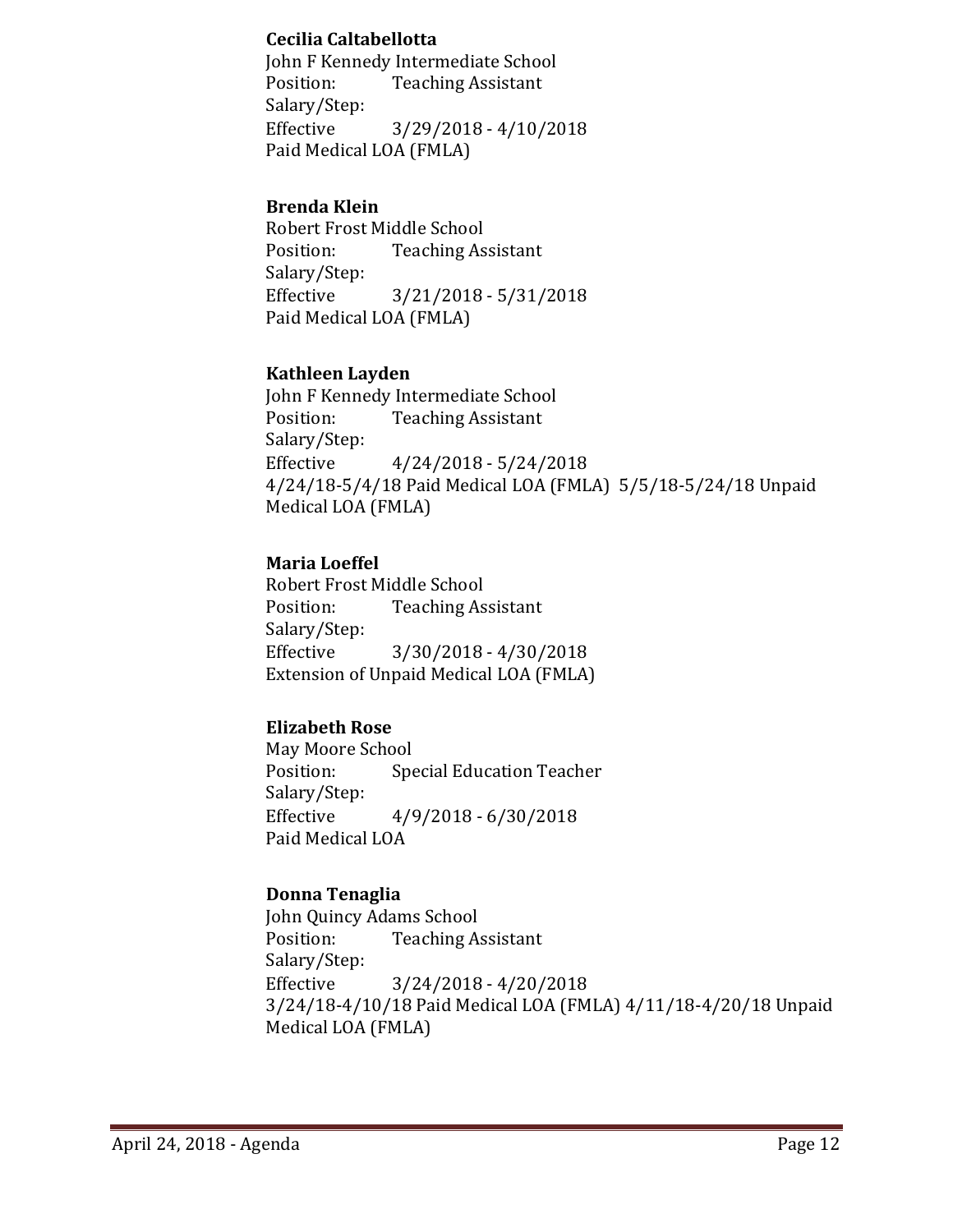**Cecilia Caltabellotta**
John F Kennedy Intermediate School
Position: Teaching Assistant
Salary/Step:
Effective 3/29/2018 - 4/10/2018
Paid Medical LOA (FMLA)

**Brenda Klein**
Robert Frost Middle School
Position: Teaching Assistant
Salary/Step:
Effective 3/21/2018 - 5/31/2018
Paid Medical LOA (FMLA)

**Kathleen Layden**
John F Kennedy Intermediate School
Position: Teaching Assistant
Salary/Step:
Effective 4/24/2018 - 5/24/2018
4/24/18-5/4/18 Paid Medical LOA (FMLA) 5/5/18-5/24/18 Unpaid Medical LOA (FMLA)

**Maria Loeffel**
Robert Frost Middle School
Position: Teaching Assistant
Salary/Step:
Effective 3/30/2018 - 4/30/2018
Extension of Unpaid Medical LOA (FMLA)

**Elizabeth Rose**
May Moore School
Position: Special Education Teacher
Salary/Step:
Effective 4/9/2018 - 6/30/2018
Paid Medical LOA

**Donna Tenaglia**
John Quincy Adams School
Position: Teaching Assistant
Salary/Step:
Effective 3/24/2018 - 4/20/2018
3/24/18-4/10/18 Paid Medical LOA (FMLA) 4/11/18-4/20/18 Unpaid Medical LOA (FMLA)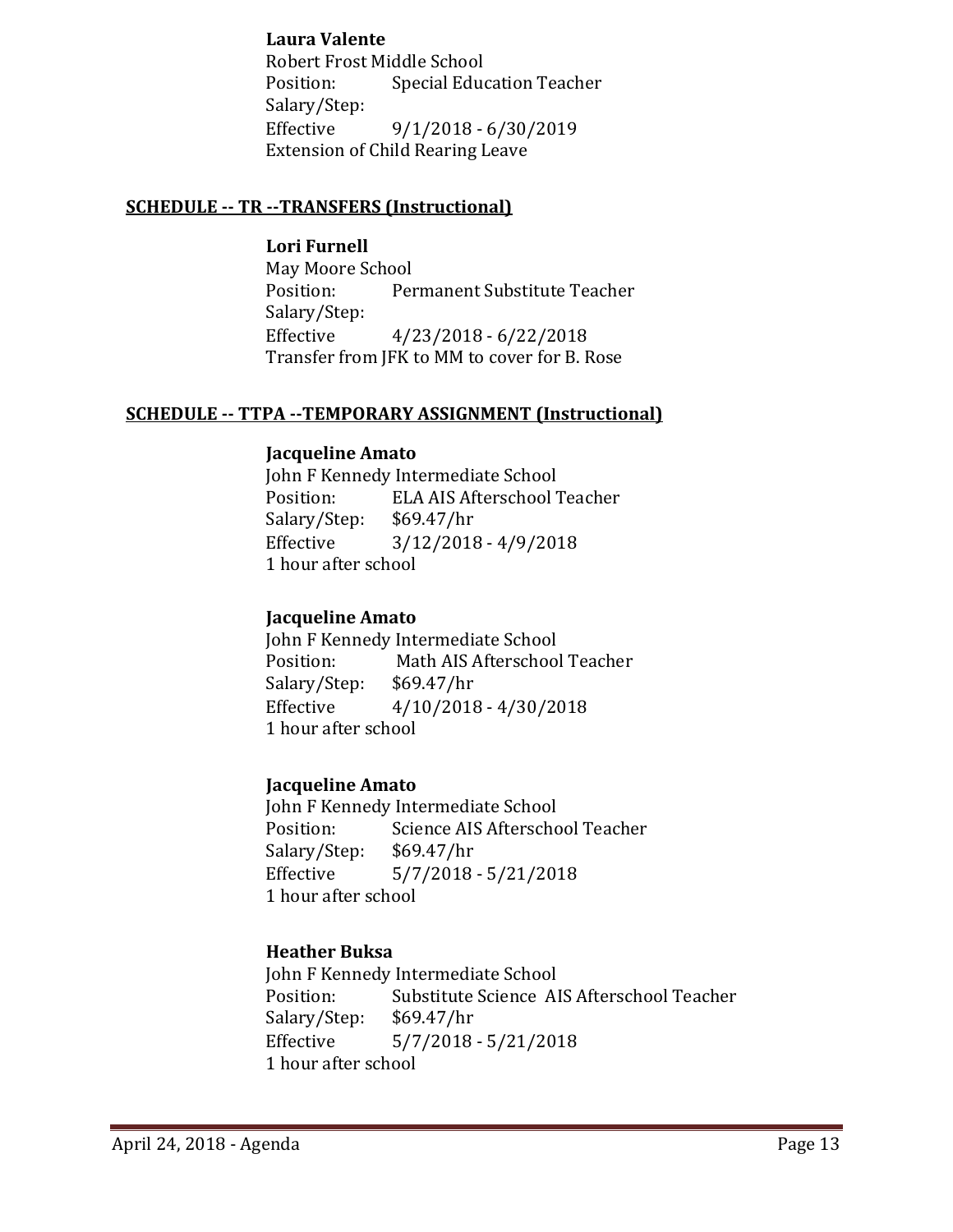**Laura Valente**
Robert Frost Middle School
Position: Special Education Teacher
Salary/Step:
Effective 9/1/2018 - 6/30/2019
Extension of Child Rearing Leave

## SCHEDULE -- TR --TRANSFERS (Instructional)

**Lori Furnell**
May Moore School
Position: Permanent Substitute Teacher
Salary/Step:
Effective 4/23/2018 - 6/22/2018
Transfer from JFK to MM to cover for B. Rose

## SCHEDULE -- TTPA --TEMPORARY ASSIGNMENT (Instructional)

**Jacqueline Amato**
John F Kennedy Intermediate School
Position: ELA AIS Afterschool Teacher
Salary/Step: $69.47/hr
Effective 3/12/2018 - 4/9/2018
1 hour after school

**Jacqueline Amato**
John F Kennedy Intermediate School
Position: Math AIS Afterschool Teacher
Salary/Step: $69.47/hr
Effective 4/10/2018 - 4/30/2018
1 hour after school

**Jacqueline Amato**
John F Kennedy Intermediate School
Position: Science AIS Afterschool Teacher
Salary/Step: $69.47/hr
Effective 5/7/2018 - 5/21/2018
1 hour after school

**Heather Buksa**
John F Kennedy Intermediate School
Position: Substitute Science AIS Afterschool Teacher
Salary/Step: $69.47/hr
Effective 5/7/2018 - 5/21/2018
1 hour after school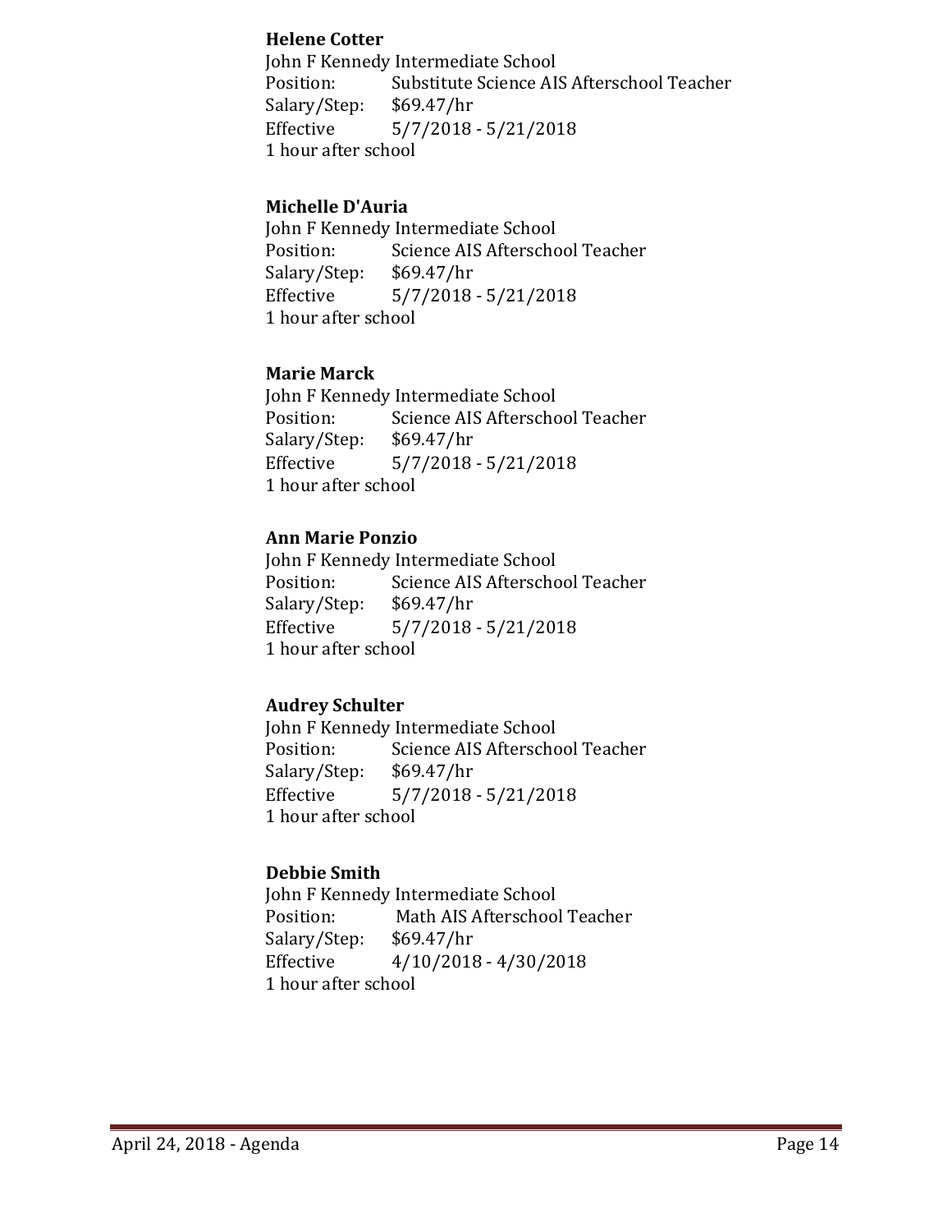**Helene Cotter**
John F Kennedy Intermediate School
Position: Substitute Science AIS Afterschool Teacher
Salary/Step: $69.47/hr
Effective 5/7/2018 - 5/21/2018
1 hour after school

**Michelle D'Auria**
John F Kennedy Intermediate School
Position: Science AIS Afterschool Teacher
Salary/Step: $69.47/hr
Effective 5/7/2018 - 5/21/2018
1 hour after school

**Marie Marck**
John F Kennedy Intermediate School
Position: Science AIS Afterschool Teacher
Salary/Step: $69.47/hr
Effective 5/7/2018 - 5/21/2018
1 hour after school

**Ann Marie Ponzio**
John F Kennedy Intermediate School
Position: Science AIS Afterschool Teacher
Salary/Step: $69.47/hr
Effective 5/7/2018 - 5/21/2018
1 hour after school

**Audrey Schulter**
John F Kennedy Intermediate School
Position: Science AIS Afterschool Teacher
Salary/Step: $69.47/hr
Effective 5/7/2018 - 5/21/2018
1 hour after school

**Debbie Smith**
John F Kennedy Intermediate School
Position: Math AIS Afterschool Teacher
Salary/Step: $69.47/hr
Effective 4/10/2018 - 4/30/2018
1 hour after school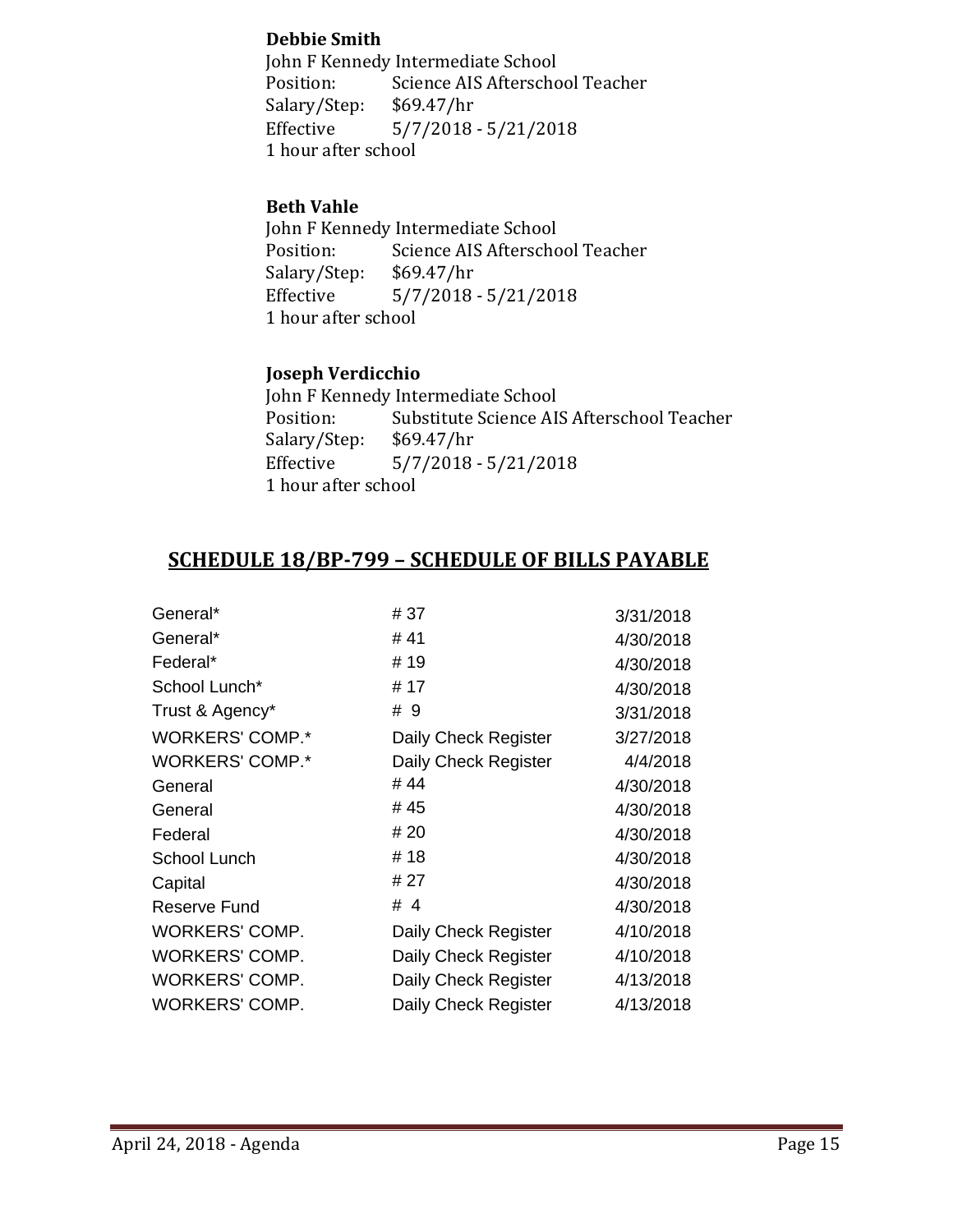**Debbie Smith**
John F Kennedy Intermediate School
Position: Science AIS Afterschool Teacher
Salary/Step: $69.47/hr
Effective 5/7/2018 - 5/21/2018
1 hour after school

**Beth Vahle**
John F Kennedy Intermediate School
Position: Science AIS Afterschool Teacher
Salary/Step: $69.47/hr
Effective 5/7/2018 - 5/21/2018
1 hour after school

**Joseph Verdicchio**
John F Kennedy Intermediate School
Position: Substitute Science AIS Afterschool Teacher
Salary/Step: $69.47/hr
Effective 5/7/2018 - 5/21/2018
1 hour after school

## SCHEDULE 18/BP-799 – SCHEDULE OF BILLS PAYABLE

| | | |
|---|---|---|
| General* | # 37 | 3/31/2018 |
| General* | # 41 | 4/30/2018 |
| Federal* | # 19 | 4/30/2018 |
| School Lunch* | # 17 | 4/30/2018 |
| Trust & Agency* | # 9 | 3/31/2018 |
| WORKERS' COMP.* | Daily Check Register | 3/27/2018 |
| WORKERS' COMP.* | Daily Check Register | 4/4/2018 |
| General | # 44 | 4/30/2018 |
| General | # 45 | 4/30/2018 |
| Federal | # 20 | 4/30/2018 |
| School Lunch | # 18 | 4/30/2018 |
| Capital | # 27 | 4/30/2018 |
| Reserve Fund | # 4 | 4/30/2018 |
| WORKERS' COMP. | Daily Check Register | 4/10/2018 |
| WORKERS' COMP. | Daily Check Register | 4/10/2018 |
| WORKERS' COMP. | Daily Check Register | 4/13/2018 |
| WORKERS' COMP. | Daily Check Register | 4/13/2018 |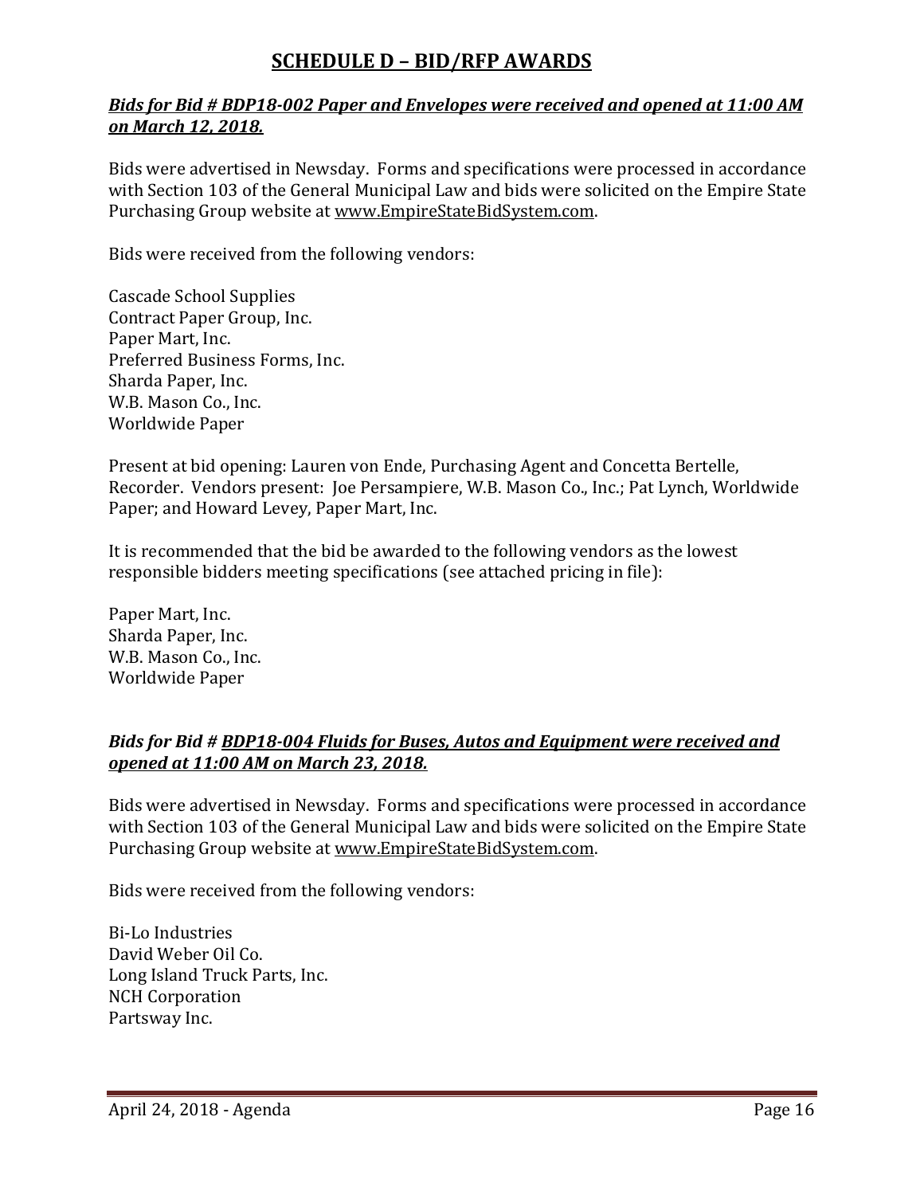## SCHEDULE D – BID/RFP AWARDS

***Bids for Bid # BDP18-002 Paper and Envelopes were received and opened at 11:00 AM on March 12, 2018.***

Bids were advertised in Newsday. Forms and specifications were processed in accordance with Section 103 of the General Municipal Law and bids were solicited on the Empire State Purchasing Group website at www.EmpireStateBidSystem.com.

Bids were received from the following vendors:

Cascade School Supplies
Contract Paper Group, Inc.
Paper Mart, Inc.
Preferred Business Forms, Inc.
Sharda Paper, Inc.
W.B. Mason Co., Inc.
Worldwide Paper

Present at bid opening: Lauren von Ende, Purchasing Agent and Concetta Bertelle, Recorder. Vendors present: Joe Persampiere, W.B. Mason Co., Inc.; Pat Lynch, Worldwide Paper; and Howard Levey, Paper Mart, Inc.

It is recommended that the bid be awarded to the following vendors as the lowest responsible bidders meeting specifications (see attached pricing in file):

Paper Mart, Inc.
Sharda Paper, Inc.
W.B. Mason Co., Inc.
Worldwide Paper

***Bids for Bid # BDP18-004 Fluids for Buses, Autos and Equipment were received and opened at 11:00 AM on March 23, 2018.***

Bids were advertised in Newsday. Forms and specifications were processed in accordance with Section 103 of the General Municipal Law and bids were solicited on the Empire State Purchasing Group website at www.EmpireStateBidSystem.com.

Bids were received from the following vendors:

Bi-Lo Industries
David Weber Oil Co.
Long Island Truck Parts, Inc.
NCH Corporation
Partsway Inc.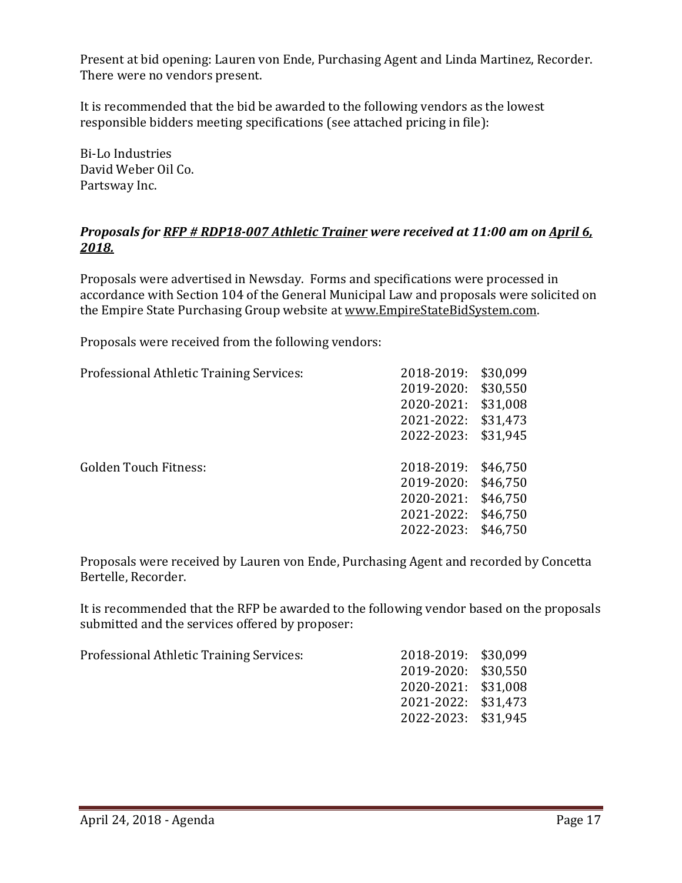Present at bid opening: Lauren von Ende, Purchasing Agent and Linda Martinez, Recorder. There were no vendors present.

It is recommended that the bid be awarded to the following vendors as the lowest responsible bidders meeting specifications (see attached pricing in file):

Bi-Lo Industries
David Weber Oil Co.
Partsway Inc.

***Proposals for <u>RFP # RDP18-007 Athletic Trainer</u> were received at 11:00 am on <u>April 6, 2018.</u>***

Proposals were advertised in Newsday. Forms and specifications were processed in accordance with Section 104 of the General Municipal Law and proposals were solicited on the Empire State Purchasing Group website at www.EmpireStateBidSystem.com.

Proposals were received from the following vendors:

| Vendor | Year | Amount |
|---|---|---|
| Professional Athletic Training Services: | 2018-2019: | $30,099 |
| | 2019-2020: | $30,550 |
| | 2020-2021: | $31,008 |
| | 2021-2022: | $31,473 |
| | 2022-2023: | $31,945 |
| Golden Touch Fitness: | 2018-2019: | $46,750 |
| | 2019-2020: | $46,750 |
| | 2020-2021: | $46,750 |
| | 2021-2022: | $46,750 |
| | 2022-2023: | $46,750 |

Proposals were received by Lauren von Ende, Purchasing Agent and recorded by Concetta Bertelle, Recorder.

It is recommended that the RFP be awarded to the following vendor based on the proposals submitted and the services offered by proposer:

| Vendor | Year | Amount |
|---|---|---|
| Professional Athletic Training Services: | 2018-2019: | $30,099 |
| | 2019-2020: | $30,550 |
| | 2020-2021: | $31,008 |
| | 2021-2022: | $31,473 |
| | 2022-2023: | $31,945 |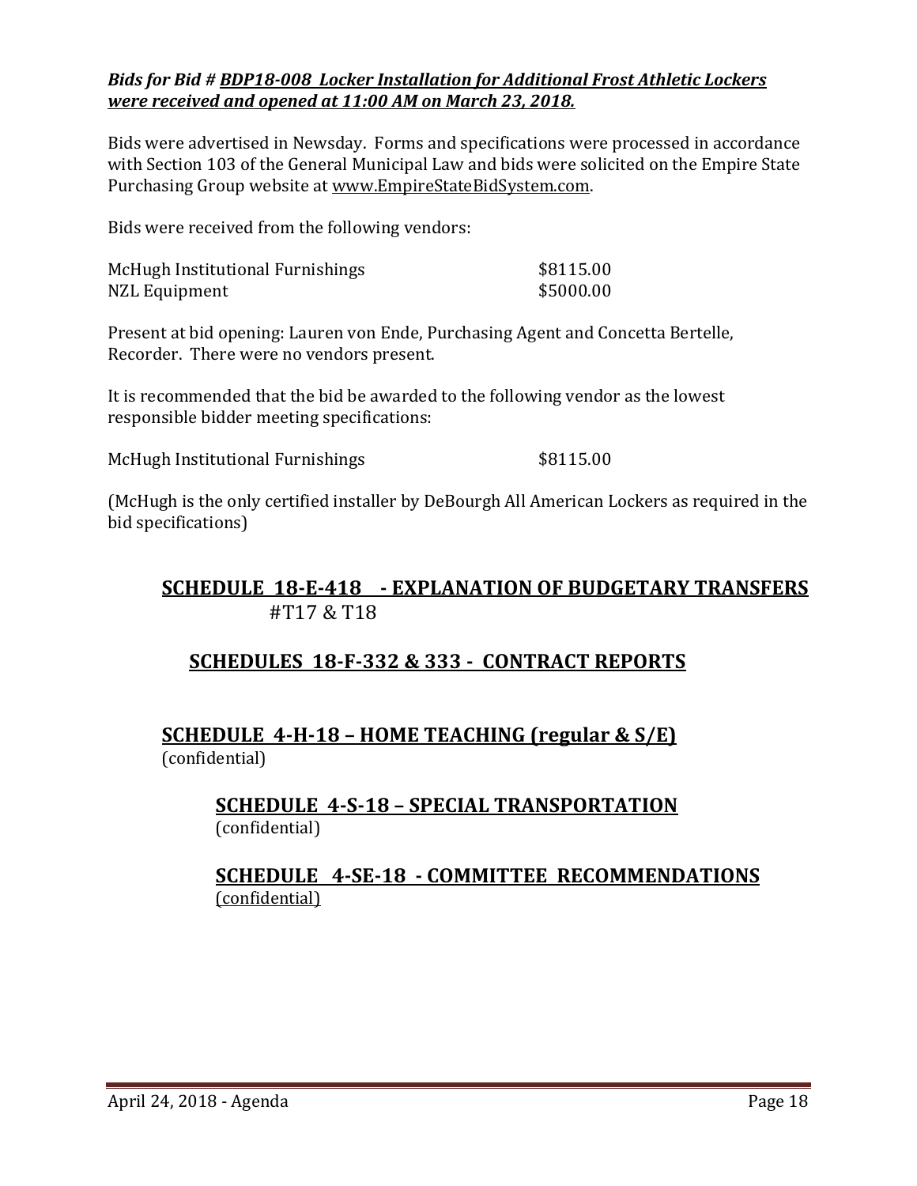***Bids for Bid # BDP18-008 Locker Installation for Additional Frost Athletic Lockers were received and opened at 11:00 AM on March 23, 2018.***

Bids were advertised in Newsday. Forms and specifications were processed in accordance with Section 103 of the General Municipal Law and bids were solicited on the Empire State Purchasing Group website at www.EmpireStateBidSystem.com.

Bids were received from the following vendors:

| | |
|---|---|
| McHugh Institutional Furnishings | \$8115.00 |
| NZL Equipment | \$5000.00 |

Present at bid opening: Lauren von Ende, Purchasing Agent and Concetta Bertelle, Recorder. There were no vendors present.

It is recommended that the bid be awarded to the following vendor as the lowest responsible bidder meeting specifications:

| | |
|---|---|
| McHugh Institutional Furnishings | \$8115.00 |

(McHugh is the only certified installer by DeBourgh All American Lockers as required in the bid specifications)

## SCHEDULE 18-E-418 - EXPLANATION OF BUDGETARY TRANSFERS

#T17 & T18

## SCHEDULES 18-F-332 & 333 - CONTRACT REPORTS

## SCHEDULE 4-H-18 – HOME TEACHING (regular & S/E)

(confidential)

## SCHEDULE 4-S-18 – SPECIAL TRANSPORTATION

(confidential)

## SCHEDULE 4-SE-18 - COMMITTEE RECOMMENDATIONS

(confidential)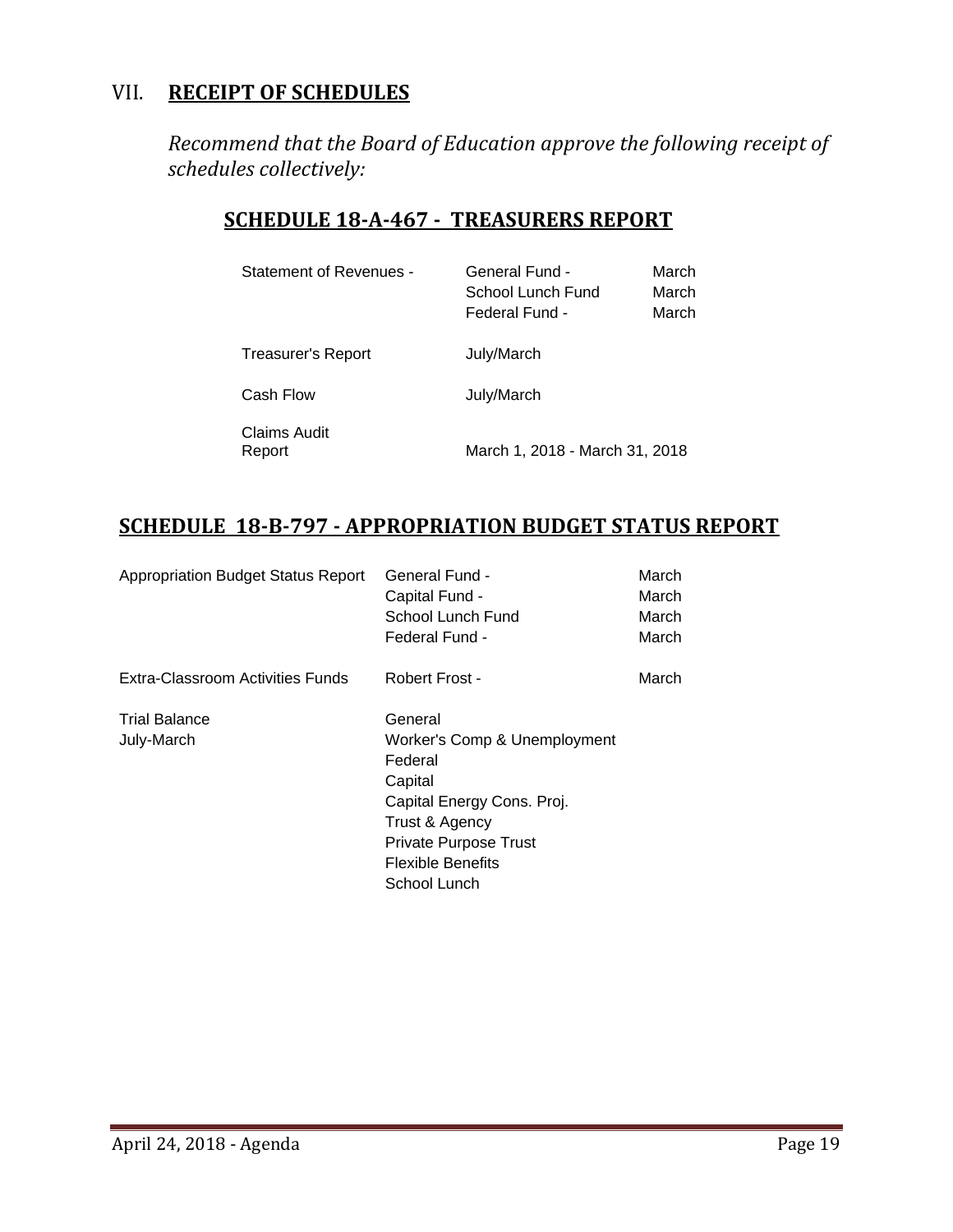## VII. **RECEIPT OF SCHEDULES**

*Recommend that the Board of Education approve the following receipt of schedules collectively:*

### **SCHEDULE 18-A-467 - TREASURERS REPORT**

| | | |
|---|---|---|
| Statement of Revenues - | General Fund - | March |
| | School Lunch Fund | March |
| | Federal Fund - | March |
| Treasurer's Report | July/March | |
| Cash Flow | July/March | |
| Claims Audit Report | March 1, 2018 - March 31, 2018 | |

### **SCHEDULE 18-B-797 - APPROPRIATION BUDGET STATUS REPORT**

| | | |
|---|---|---|
| Appropriation Budget Status Report | General Fund - | March |
| | Capital Fund - | March |
| | School Lunch Fund | March |
| | Federal Fund - | March |
| Extra-Classroom Activities Funds | Robert Frost - | March |
| Trial Balance | General | |
| July-March | Worker's Comp & Unemployment | |
| | Federal | |
| | Capital | |
| | Capital Energy Cons. Proj. | |
| | Trust & Agency | |
| | Private Purpose Trust | |
| | Flexible Benefits | |
| | School Lunch | |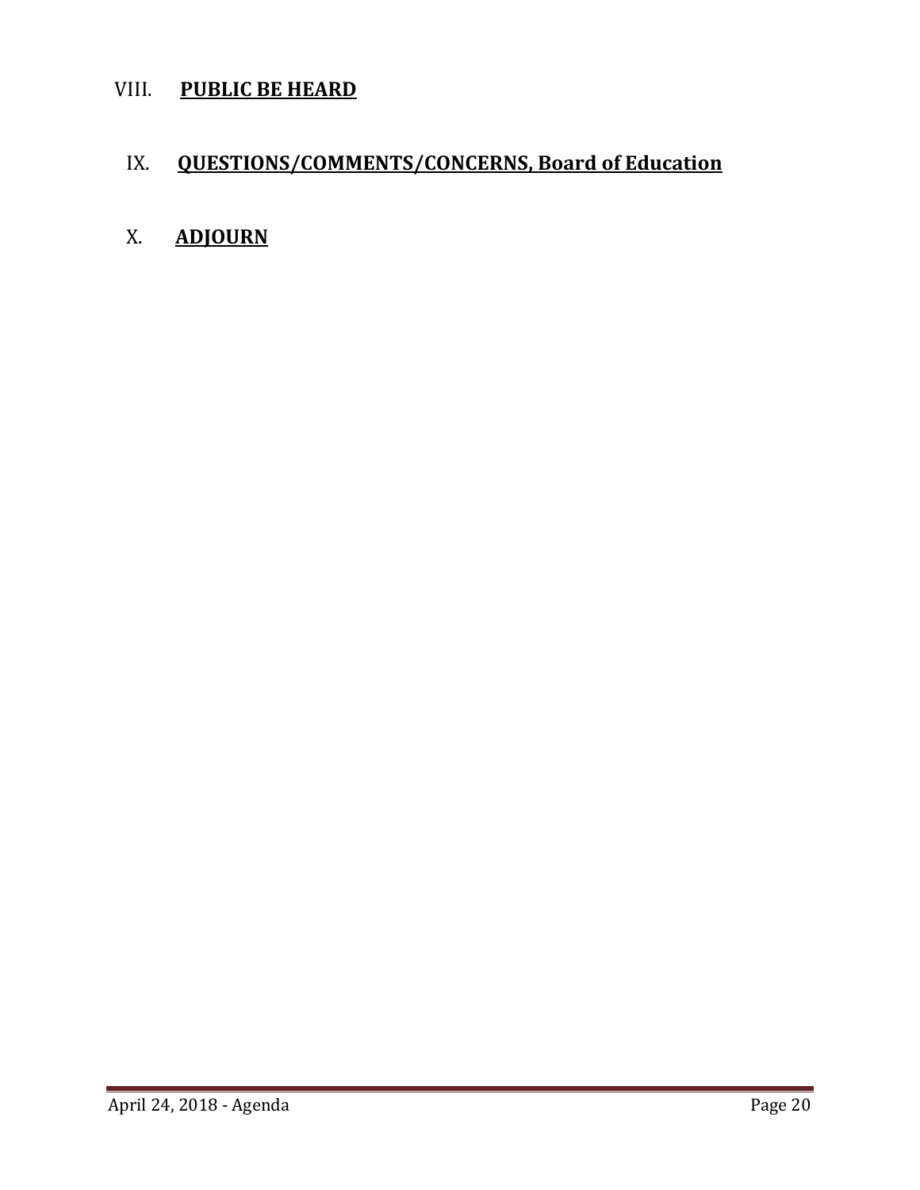## VIII. **PUBLIC BE HEARD**

## IX. **QUESTIONS/COMMENTS/CONCERNS, Board of Education**

## X. **ADJOURN**